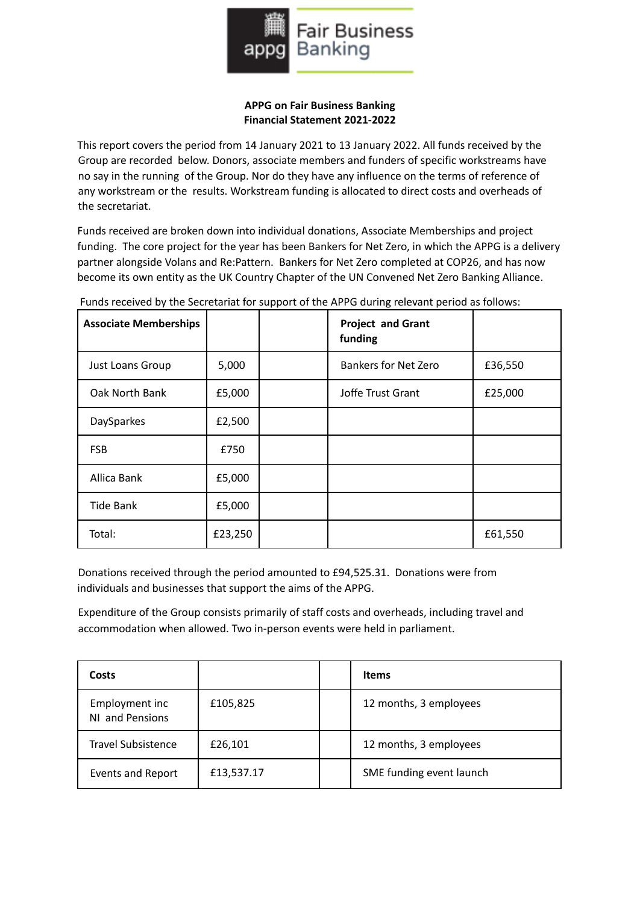Fair Business Banking appg

**APPG on Fair Business Banking**
**Financial Statement 2021-2022**

This report covers the period from 14 January 2021 to 13 January 2022. All funds received by the Group are recorded below. Donors, associate members and funders of specific workstreams have no say in the running of the Group. Nor do they have any influence on the terms of reference of any workstream or the results. Workstream funding is allocated to direct costs and overheads of the secretariat.

Funds received are broken down into individual donations, Associate Memberships and project funding. The core project for the year has been Bankers for Net Zero, in which the APPG is a delivery partner alongside Volans and Re:Pattern. Bankers for Net Zero completed at COP26, and has now become its own entity as the UK Country Chapter of the UN Convened Net Zero Banking Alliance.

Funds received by the Secretariat for support of the APPG during relevant period as follows:

| **Associate Memberships** | | | **Project and Grant funding** | |
|---|---|---|---|---|
| Just Loans Group | 5,000 | | Bankers for Net Zero | £36,550 |
| Oak North Bank | £5,000 | | Joffe Trust Grant | £25,000 |
| DaySparkes | £2,500 | | | |
| FSB | £750 | | | |
| Allica Bank | £5,000 | | | |
| Tide Bank | £5,000 | | | |
| Total: | £23,250 | | | £61,550 |

Donations received through the period amounted to £94,525.31. Donations were from individuals and businesses that support the aims of the APPG.

Expenditure of the Group consists primarily of staff costs and overheads, including travel and accommodation when allowed. Two in-person events were held in parliament.

| **Costs** | | | **Items** |
|---|---|---|---|
| Employment inc NI and Pensions | £105,825 | | 12 months, 3 employees |
| Travel Subsistence | £26,101 | | 12 months, 3 employees |
| Events and Report | £13,537.17 | | SME funding event launch |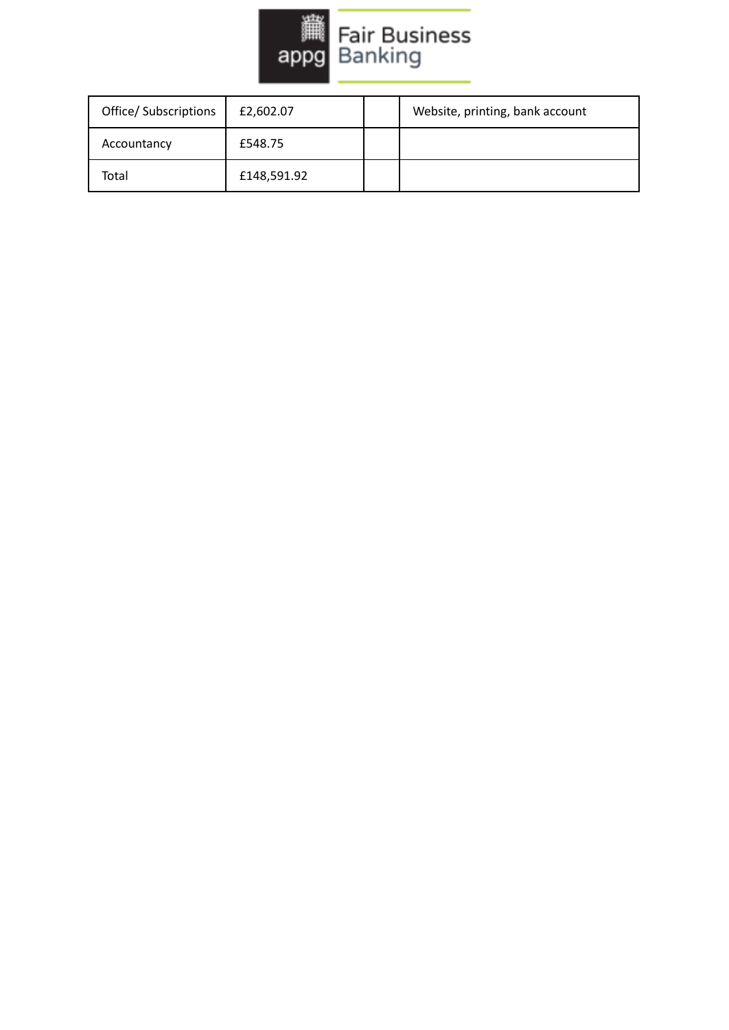| | | | |
|---|---|---|---|
| Office/ Subscriptions | £2,602.07 | | Website, printing, bank account |
| Accountancy | £548.75 | | |
| Total | £148,591.92 | | |